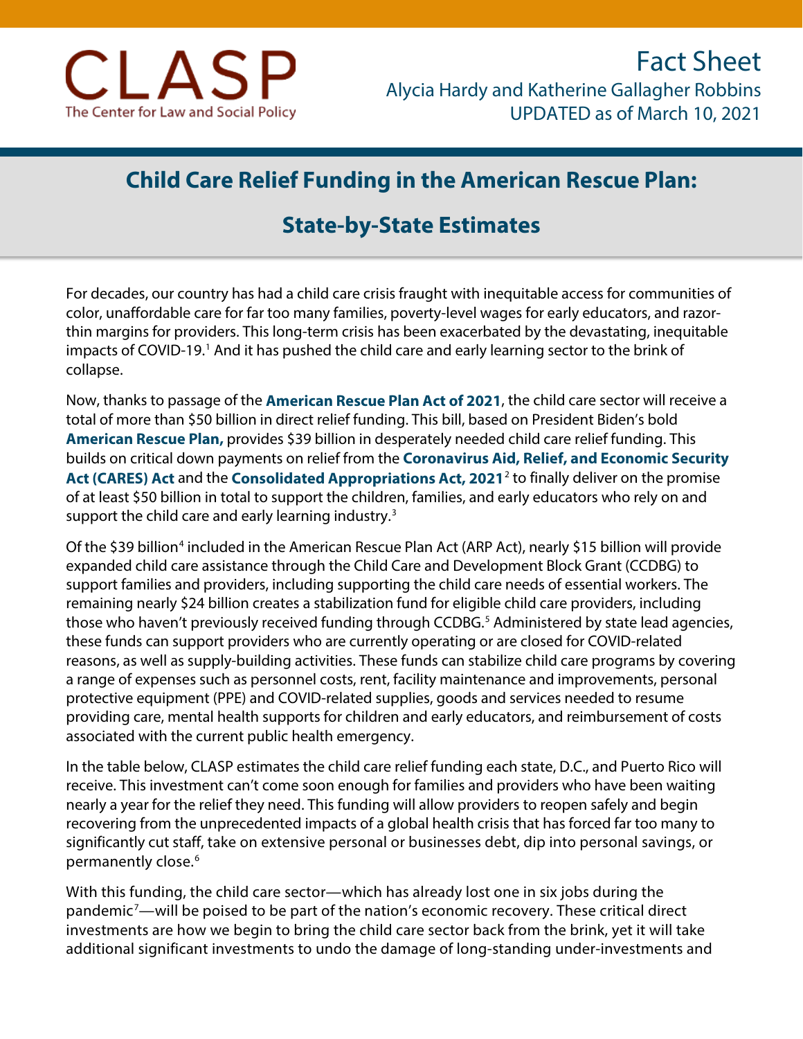CLASP
The Center for Law and Social Policy

Fact Sheet
Alycia Hardy and Katherine Gallagher Robbins
UPDATED as of March 10, 2021

# Child Care Relief Funding in the American Rescue Plan: State-by-State Estimates

For decades, our country has had a child care crisis fraught with inequitable access for communities of color, unaffordable care for far too many families, poverty-level wages for early educators, and razor-thin margins for providers. This long-term crisis has been exacerbated by the devastating, inequitable impacts of COVID-19.[1] And it has pushed the child care and early learning sector to the brink of collapse.

Now, thanks to passage of the **American Rescue Plan Act of 2021**, the child care sector will receive a total of more than $50 billion in direct relief funding. This bill, based on President Biden's bold **American Rescue Plan,** provides $39 billion in desperately needed child care relief funding. This builds on critical down payments on relief from the **Coronavirus Aid, Relief, and Economic Security Act (CARES) Act** and the **Consolidated Appropriations Act, 2021**[2] to finally deliver on the promise of at least $50 billion in total to support the children, families, and early educators who rely on and support the child care and early learning industry.[3]

Of the $39 billion[4] included in the American Rescue Plan Act (ARP Act), nearly $15 billion will provide expanded child care assistance through the Child Care and Development Block Grant (CCDBG) to support families and providers, including supporting the child care needs of essential workers. The remaining nearly $24 billion creates a stabilization fund for eligible child care providers, including those who haven't previously received funding through CCDBG.[5] Administered by state lead agencies, these funds can support providers who are currently operating or are closed for COVID-related reasons, as well as supply-building activities. These funds can stabilize child care programs by covering a range of expenses such as personnel costs, rent, facility maintenance and improvements, personal protective equipment (PPE) and COVID-related supplies, goods and services needed to resume providing care, mental health supports for children and early educators, and reimbursement of costs associated with the current public health emergency.

In the table below, CLASP estimates the child care relief funding each state, D.C., and Puerto Rico will receive. This investment can't come soon enough for families and providers who have been waiting nearly a year for the relief they need. This funding will allow providers to reopen safely and begin recovering from the unprecedented impacts of a global health crisis that has forced far too many to significantly cut staff, take on extensive personal or businesses debt, dip into personal savings, or permanently close.[6]

With this funding, the child care sector—which has already lost one in six jobs during the pandemic[7]—will be poised to be part of the nation's economic recovery. These critical direct investments are how we begin to bring the child care sector back from the brink, yet it will take additional significant investments to undo the damage of long-standing under-investments and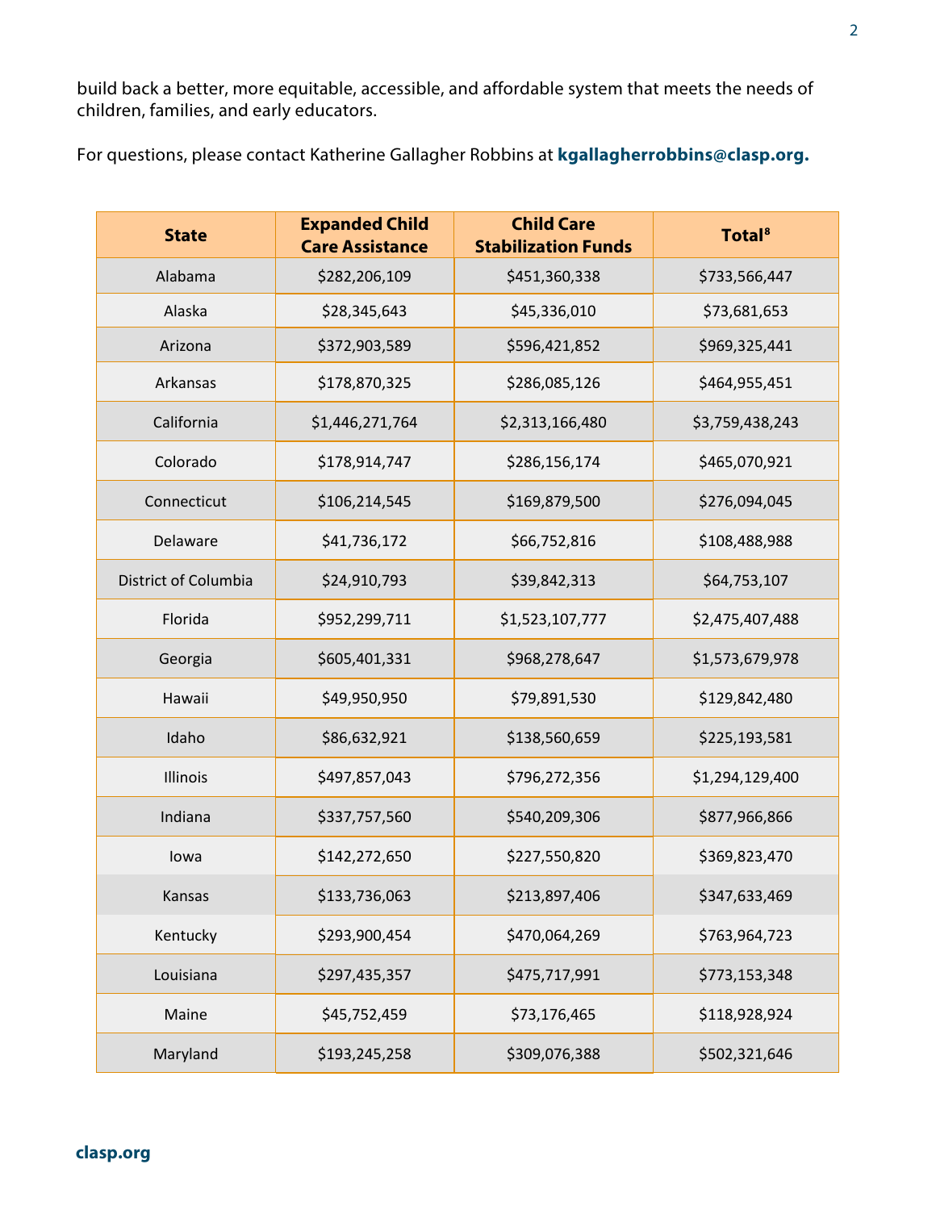build back a better, more equitable, accessible, and affordable system that meets the needs of children, families, and early educators.

For questions, please contact Katherine Gallagher Robbins at **kgallagherrobbins@clasp.org.**

| State | Expanded Child Care Assistance | Child Care Stabilization Funds | Total[8] |
|---|---|---|---|
| Alabama | $282,206,109 | $451,360,338 | $733,566,447 |
| Alaska | $28,345,643 | $45,336,010 | $73,681,653 |
| Arizona | $372,903,589 | $596,421,852 | $969,325,441 |
| Arkansas | $178,870,325 | $286,085,126 | $464,955,451 |
| California | $1,446,271,764 | $2,313,166,480 | $3,759,438,243 |
| Colorado | $178,914,747 | $286,156,174 | $465,070,921 |
| Connecticut | $106,214,545 | $169,879,500 | $276,094,045 |
| Delaware | $41,736,172 | $66,752,816 | $108,488,988 |
| District of Columbia | $24,910,793 | $39,842,313 | $64,753,107 |
| Florida | $952,299,711 | $1,523,107,777 | $2,475,407,488 |
| Georgia | $605,401,331 | $968,278,647 | $1,573,679,978 |
| Hawaii | $49,950,950 | $79,891,530 | $129,842,480 |
| Idaho | $86,632,921 | $138,560,659 | $225,193,581 |
| Illinois | $497,857,043 | $796,272,356 | $1,294,129,400 |
| Indiana | $337,757,560 | $540,209,306 | $877,966,866 |
| Iowa | $142,272,650 | $227,550,820 | $369,823,470 |
| Kansas | $133,736,063 | $213,897,406 | $347,633,469 |
| Kentucky | $293,900,454 | $470,064,269 | $763,964,723 |
| Louisiana | $297,435,357 | $475,717,991 | $773,153,348 |
| Maine | $45,752,459 | $73,176,465 | $118,928,924 |
| Maryland | $193,245,258 | $309,076,388 | $502,321,646 |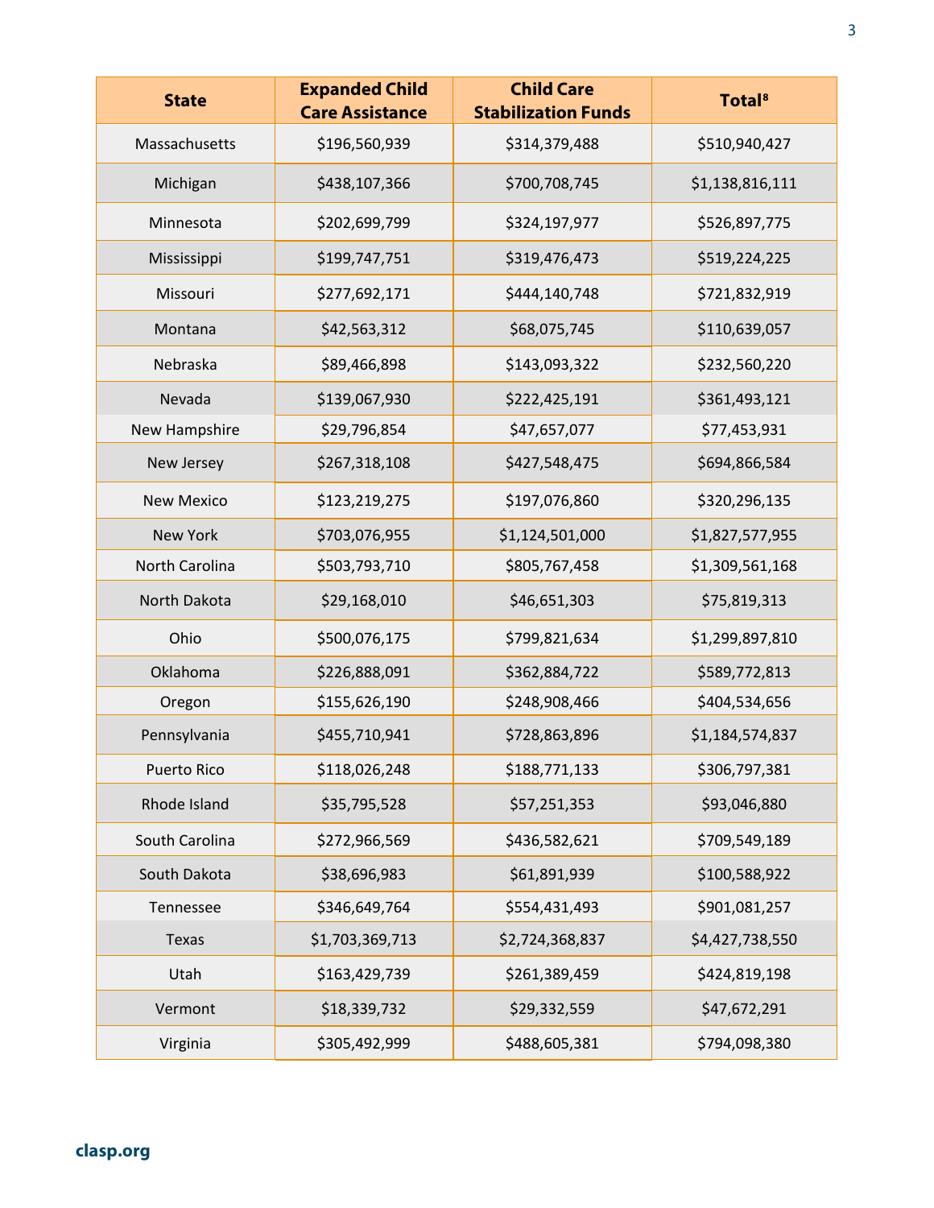| State | Expanded Child Care Assistance | Child Care Stabilization Funds | Total[8] |
|---|---|---|---|
| Massachusetts | $196,560,939 | $314,379,488 | $510,940,427 |
| Michigan | $438,107,366 | $700,708,745 | $1,138,816,111 |
| Minnesota | $202,699,799 | $324,197,977 | $526,897,775 |
| Mississippi | $199,747,751 | $319,476,473 | $519,224,225 |
| Missouri | $277,692,171 | $444,140,748 | $721,832,919 |
| Montana | $42,563,312 | $68,075,745 | $110,639,057 |
| Nebraska | $89,466,898 | $143,093,322 | $232,560,220 |
| Nevada | $139,067,930 | $222,425,191 | $361,493,121 |
| New Hampshire | $29,796,854 | $47,657,077 | $77,453,931 |
| New Jersey | $267,318,108 | $427,548,475 | $694,866,584 |
| New Mexico | $123,219,275 | $197,076,860 | $320,296,135 |
| New York | $703,076,955 | $1,124,501,000 | $1,827,577,955 |
| North Carolina | $503,793,710 | $805,767,458 | $1,309,561,168 |
| North Dakota | $29,168,010 | $46,651,303 | $75,819,313 |
| Ohio | $500,076,175 | $799,821,634 | $1,299,897,810 |
| Oklahoma | $226,888,091 | $362,884,722 | $589,772,813 |
| Oregon | $155,626,190 | $248,908,466 | $404,534,656 |
| Pennsylvania | $455,710,941 | $728,863,896 | $1,184,574,837 |
| Puerto Rico | $118,026,248 | $188,771,133 | $306,797,381 |
| Rhode Island | $35,795,528 | $57,251,353 | $93,046,880 |
| South Carolina | $272,966,569 | $436,582,621 | $709,549,189 |
| South Dakota | $38,696,983 | $61,891,939 | $100,588,922 |
| Tennessee | $346,649,764 | $554,431,493 | $901,081,257 |
| Texas | $1,703,369,713 | $2,724,368,837 | $4,427,738,550 |
| Utah | $163,429,739 | $261,389,459 | $424,819,198 |
| Vermont | $18,339,732 | $29,332,559 | $47,672,291 |
| Virginia | $305,492,999 | $488,605,381 | $794,098,380 |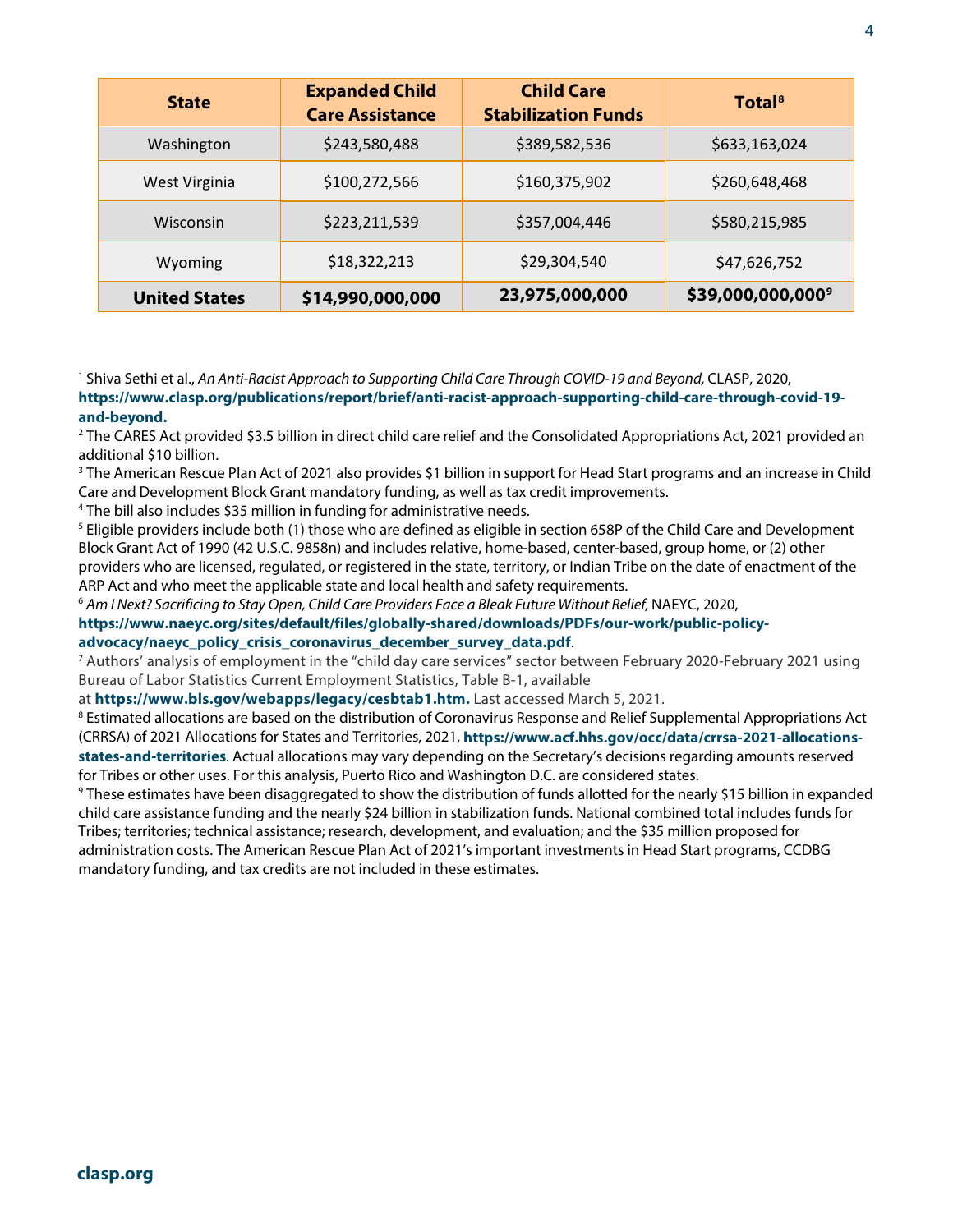| State | Expanded Child Care Assistance | Child Care Stabilization Funds | Total[8] |
|---|---|---|---|
| Washington | $243,580,488 | $389,582,536 | $633,163,024 |
| West Virginia | $100,272,566 | $160,375,902 | $260,648,468 |
| Wisconsin | $223,211,539 | $357,004,446 | $580,215,985 |
| Wyoming | $18,322,213 | $29,304,540 | $47,626,752 |
| **United States** | **$14,990,000,000** | **23,975,000,000** | **$39,000,000,000[9]** |

[1] Shiva Sethi et al., *An Anti-Racist Approach to Supporting Child Care Through COVID-19 and Beyond,* CLASP, 2020, **https://www.clasp.org/publications/report/brief/anti-racist-approach-supporting-child-care-through-covid-19-and-beyond.**

[2] The CARES Act provided $3.5 billion in direct child care relief and the Consolidated Appropriations Act, 2021 provided an additional $10 billion.

[3] The American Rescue Plan Act of 2021 also provides $1 billion in support for Head Start programs and an increase in Child Care and Development Block Grant mandatory funding, as well as tax credit improvements.

[4] The bill also includes $35 million in funding for administrative needs.

[5] Eligible providers include both (1) those who are defined as eligible in section 658P of the Child Care and Development Block Grant Act of 1990 (42 U.S.C. 9858n) and includes relative, home-based, center-based, group home, or (2) other providers who are licensed, regulated, or registered in the state, territory, or Indian Tribe on the date of enactment of the ARP Act and who meet the applicable state and local health and safety requirements.

[6] *Am I Next? Sacrificing to Stay Open, Child Care Providers Face a Bleak Future Without Relief,* NAEYC, 2020, **https://www.naeyc.org/sites/default/files/globally-shared/downloads/PDFs/our-work/public-policy-advocacy/naeyc_policy_crisis_coronavirus_december_survey_data.pdf**.

[7] Authors' analysis of employment in the "child day care services" sector between February 2020-February 2021 using Bureau of Labor Statistics Current Employment Statistics, Table B-1, available at **https://www.bls.gov/webapps/legacy/cesbtab1.htm.** Last accessed March 5, 2021.

[8] Estimated allocations are based on the distribution of Coronavirus Response and Relief Supplemental Appropriations Act (CRRSA) of 2021 Allocations for States and Territories, 2021, **https://www.acf.hhs.gov/occ/data/crrsa-2021-allocations-states-and-territories**. Actual allocations may vary depending on the Secretary's decisions regarding amounts reserved for Tribes or other uses. For this analysis, Puerto Rico and Washington D.C. are considered states.

[9] These estimates have been disaggregated to show the distribution of funds allotted for the nearly $15 billion in expanded child care assistance funding and the nearly $24 billion in stabilization funds. National combined total includes funds for Tribes; territories; technical assistance; research, development, and evaluation; and the $35 million proposed for administration costs. The American Rescue Plan Act of 2021's important investments in Head Start programs, CCDBG mandatory funding, and tax credits are not included in these estimates.